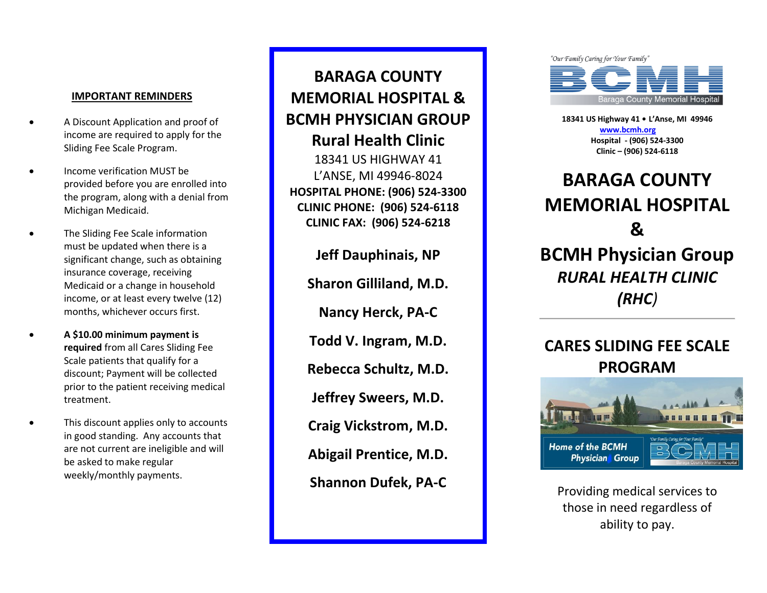## IMPORTANT REMINDERS

- A Discount Application and proof of income are required to apply for the Sliding Fee Scale Program.
- Income verification MUST be provided before you are enrolled into the program, along with a denial from Michigan Medicaid.
- The Sliding Fee Scale information must be updated when there is a significant change, such as obtaining insurance coverage, receiving Medicaid or a change in household income, or at least every twelve (12) months, whichever occurs first.
- **A $10.00 minimum payment is required** from all Cares Sliding Fee Scale patients that qualify for a discount; Payment will be collected prior to the patient receiving medical treatment.
- This discount applies only to accounts in good standing. Any accounts that are not current are ineligible and will be asked to make regular weekly/monthly payments.

## BARAGA COUNTY MEMORIAL HOSPITAL & BCMH PHYSICIAN GROUP Rural Health Clinic

18341 US HIGHWAY 41
L'ANSE, MI 49946-8024
**HOSPITAL PHONE: (906) 524-3300**
**CLINIC PHONE: (906) 524-6118**
**CLINIC FAX: (906) 524-6218**

**Jeff Dauphinais, NP**

**Sharon Gilliland, M.D.**

**Nancy Herck, PA-C**

**Todd V. Ingram, M.D.**

**Rebecca Schultz, M.D.**

**Jeffrey Sweers, M.D.**

**Craig Vickstrom, M.D.**

**Abigail Prentice, M.D.**

**Shannon Dufek, PA-C**

"Our Family Caring for Your Family"
BCMH
Baraga County Memorial Hospital

**18341 US Highway 41 • L'Anse, MI 49946**
www.bcmh.org
**Hospital - (906) 524-3300**
**Clinic – (906) 524-6118**

# BARAGA COUNTY MEMORIAL HOSPITAL & BCMH Physician Group

## *RURAL HEALTH CLINIC (RHC)*

---

## CARES SLIDING FEE SCALE PROGRAM

Home of the BCMH Physician Group

Providing medical services to those in need regardless of ability to pay.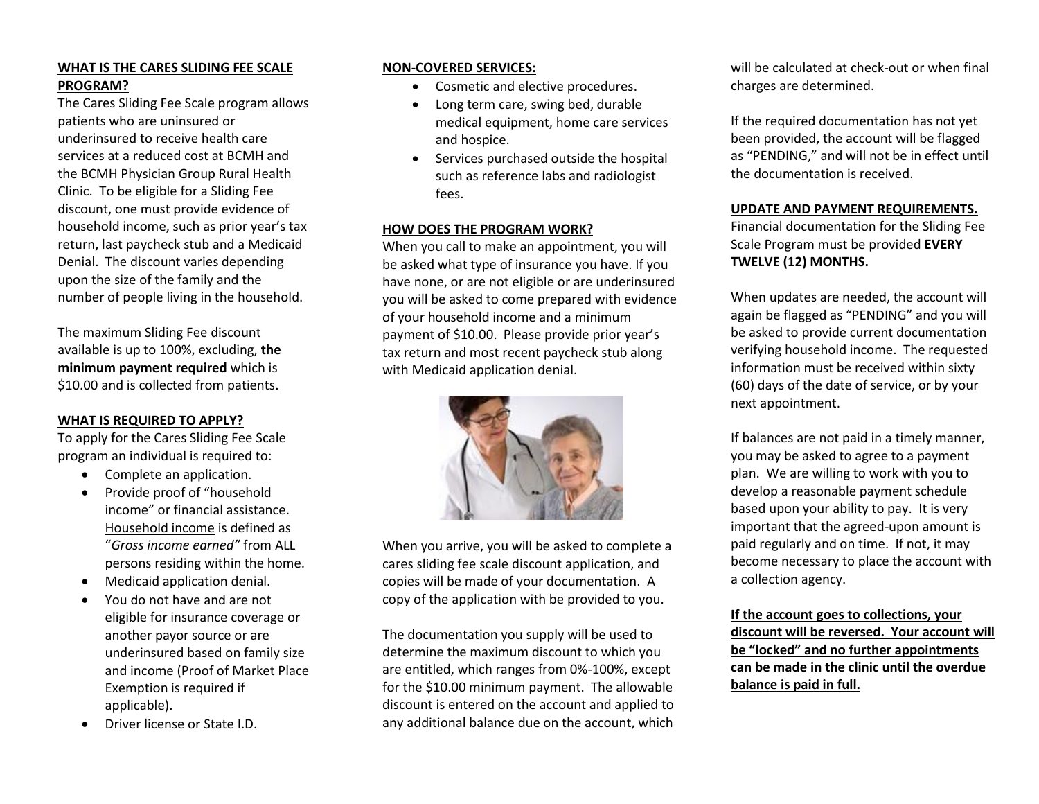**WHAT IS THE CARES SLIDING FEE SCALE PROGRAM?**

The Cares Sliding Fee Scale program allows patients who are uninsured or underinsured to receive health care services at a reduced cost at BCMH and the BCMH Physician Group Rural Health Clinic. To be eligible for a Sliding Fee discount, one must provide evidence of household income, such as prior year's tax return, last paycheck stub and a Medicaid Denial. The discount varies depending upon the size of the family and the number of people living in the household.

The maximum Sliding Fee discount available is up to 100%, excluding, **the minimum payment required** which is $10.00 and is collected from patients.

**WHAT IS REQUIRED TO APPLY?**

To apply for the Cares Sliding Fee Scale program an individual is required to:

- Complete an application.
- Provide proof of "household income" or financial assistance. Household income is defined as "*Gross income earned"* from ALL persons residing within the home.
- Medicaid application denial.
- You do not have and are not eligible for insurance coverage or another payor source or are underinsured based on family size and income (Proof of Market Place Exemption is required if applicable).
- Driver license or State I.D.

**NON-COVERED SERVICES:**

- Cosmetic and elective procedures.
- Long term care, swing bed, durable medical equipment, home care services and hospice.
- Services purchased outside the hospital such as reference labs and radiologist fees.

**HOW DOES THE PROGRAM WORK?**

When you call to make an appointment, you will be asked what type of insurance you have. If you have none, or are not eligible or are underinsured you will be asked to come prepared with evidence of your household income and a minimum payment of $10.00. Please provide prior year's tax return and most recent paycheck stub along with Medicaid application denial.

When you arrive, you will be asked to complete a cares sliding fee scale discount application, and copies will be made of your documentation. A copy of the application with be provided to you.

The documentation you supply will be used to determine the maximum discount to which you are entitled, which ranges from 0%-100%, except for the $10.00 minimum payment. The allowable discount is entered on the account and applied to any additional balance due on the account, which will be calculated at check-out or when final charges are determined.

If the required documentation has not yet been provided, the account will be flagged as "PENDING," and will not be in effect until the documentation is received.

**UPDATE AND PAYMENT REQUIREMENTS.**

Financial documentation for the Sliding Fee Scale Program must be provided **EVERY TWELVE (12) MONTHS.**

When updates are needed, the account will again be flagged as "PENDING" and you will be asked to provide current documentation verifying household income. The requested information must be received within sixty (60) days of the date of service, or by your next appointment.

If balances are not paid in a timely manner, you may be asked to agree to a payment plan. We are willing to work with you to develop a reasonable payment schedule based upon your ability to pay. It is very important that the agreed-upon amount is paid regularly and on time. If not, it may become necessary to place the account with a collection agency.

**If the account goes to collections, your discount will be reversed. Your account will be "locked" and no further appointments can be made in the clinic until the overdue balance is paid in full.**